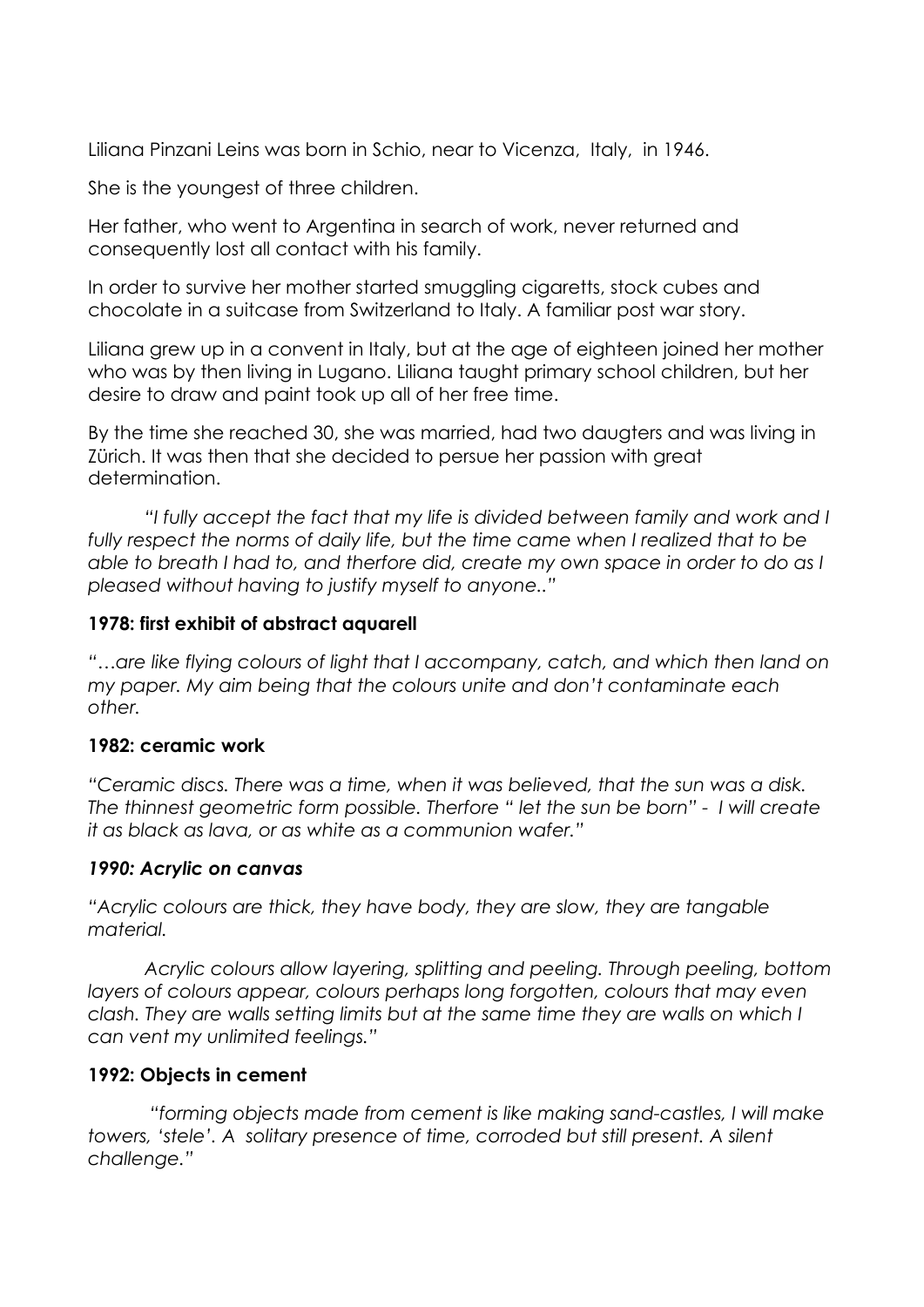Liliana Pinzani Leins was born in Schio, near to Vicenza, Italy, in 1946.

She is the youngest of three children.

Her father, who went to Argentina in search of work, never returned and consequently lost all contact with his family.

In order to survive her mother started smuggling cigaretts, stock cubes and chocolate in a suitcase from Switzerland to Italy. A familiar post war story.

Liliana grew up in a convent in Italy, but at the age of eighteen joined her mother who was by then living in Lugano. Liliana taught primary school children, but her desire to draw and paint took up all of her free time.

By the time she reached 30, she was married, had two daugters and was living in Zürich. It was then that she decided to persue her passion with great determination.

*"I fully accept the fact that my life is divided between family and work and I fully respect the norms of daily life, but the time came when I realized that to be able to breath I had to, and therfore did, create my own space in order to do as I pleased without having to justify myself to anyone.."*

**1978: first exhibit of abstract aquarell**

*"…are like flying colours of light that I accompany, catch, and which then land on my paper. My aim being that the colours unite and don't contaminate each other.*

**1982: ceramic work**

*"Ceramic discs. There was a time, when it was believed, that the sun was a disk. The thinnest geometric form possible. Therfore " let the sun be born" - I will create it as black as lava, or as white as a communion wafer."*

***1990: Acrylic on canvas***

*"Acrylic colours are thick, they have body, they are slow, they are tangable material.*

*Acrylic colours allow layering, splitting and peeling. Through peeling, bottom layers of colours appear, colours perhaps long forgotten, colours that may even clash. They are walls setting limits but at the same time they are walls on which I can vent my unlimited feelings."*

**1992: Objects in cement**

*"forming objects made from cement is like making sand-castles, I will make towers, 'stele'. A solitary presence of time, corroded but still present. A silent challenge."*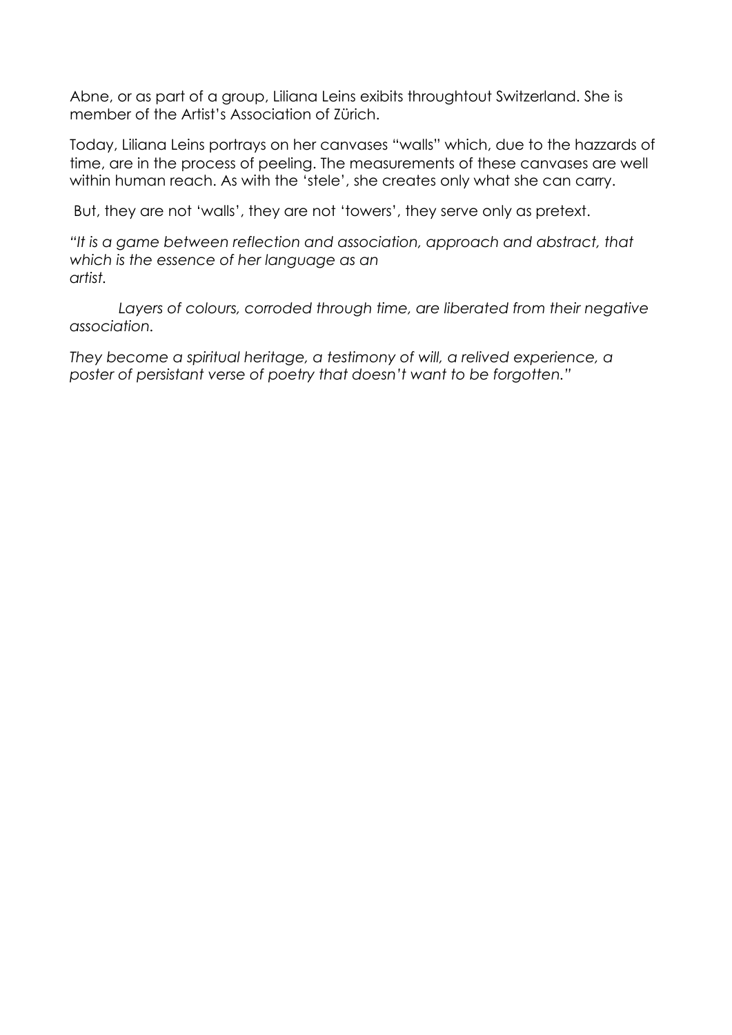Abne, or as part of a group, Liliana Leins exibits throughtout Switzerland. She is member of the Artist's Association of Zürich.

Today, Liliana Leins portrays on her canvases "walls" which, due to the hazzards of time, are in the process of peeling. The measurements of these canvases are well within human reach. As with the 'stele', she creates only what she can carry.

But, they are not 'walls', they are not 'towers', they serve only as pretext.

*"It is a game between reflection and association, approach and abstract, that which is the essence of her language as an artist.*

*Layers of colours, corroded through time, are liberated from their negative association.*

*They become a spiritual heritage, a testimony of will, a relived experience, a poster of persistant verse of poetry that doesn't want to be forgotten."*